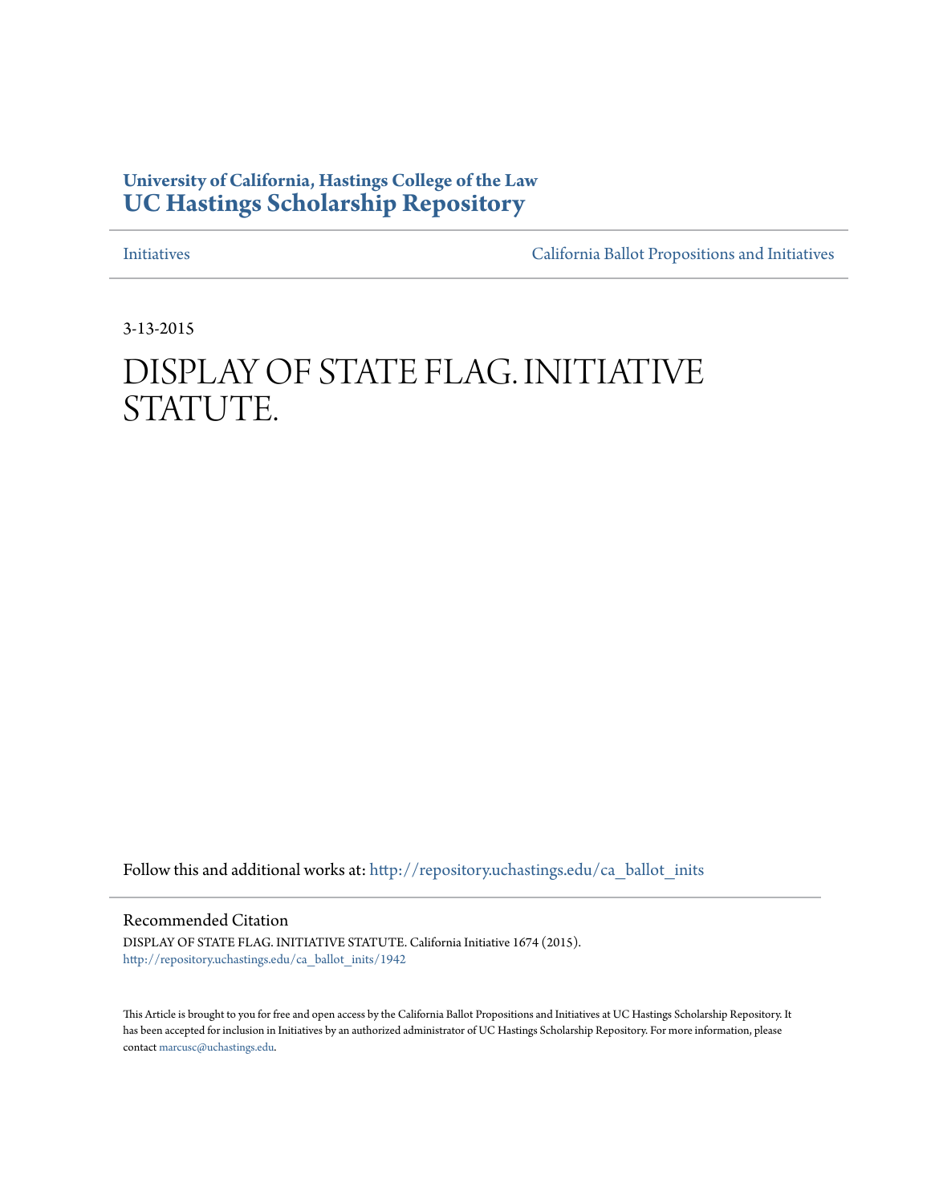**University of California, Hastings College of the Law**
**UC Hastings Scholarship Repository**

Initiatives | California Ballot Propositions and Initiatives

3-13-2015

# DISPLAY OF STATE FLAG. INITIATIVE STATUTE.

Follow this and additional works at: http://repository.uchastings.edu/ca_ballot_inits

## Recommended Citation

DISPLAY OF STATE FLAG. INITIATIVE STATUTE. California Initiative 1674 (2015).
http://repository.uchastings.edu/ca_ballot_inits/1942

This Article is brought to you for free and open access by the California Ballot Propositions and Initiatives at UC Hastings Scholarship Repository. It has been accepted for inclusion in Initiatives by an authorized administrator of UC Hastings Scholarship Repository. For more information, please contact marcusc@uchastings.edu.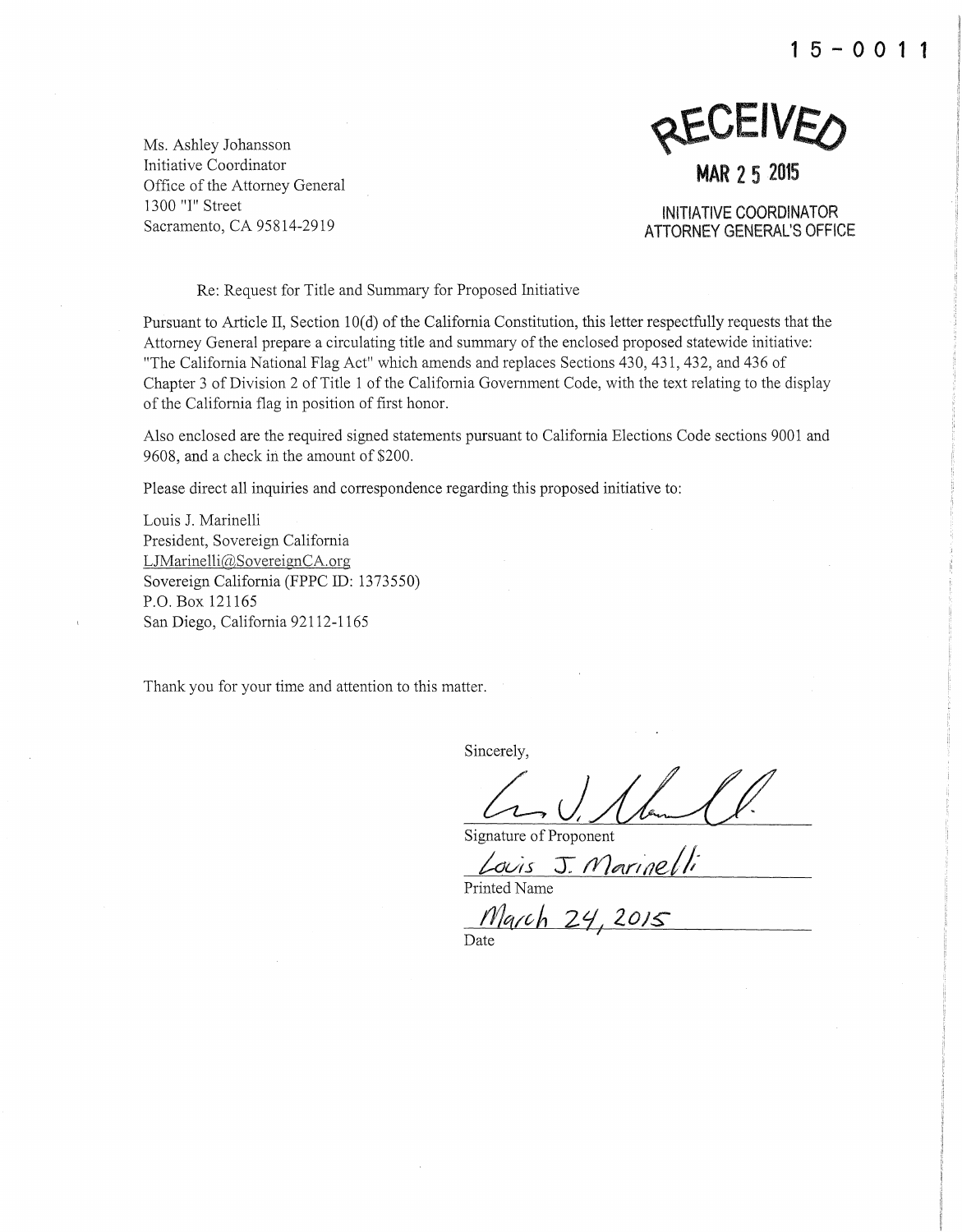15-0011

Ms. Ashley Johansson
Initiative Coordinator
Office of the Attorney General
1300 "I" Street
Sacramento, CA 95814-2919

RECEIVED

MAR 25 2015

INITIATIVE COORDINATOR
ATTORNEY GENERAL'S OFFICE

Re: Request for Title and Summary for Proposed Initiative

Pursuant to Article II, Section 10(d) of the California Constitution, this letter respectfully requests that the Attorney General prepare a circulating title and summary of the enclosed proposed statewide initiative: "The California National Flag Act" which amends and replaces Sections 430, 431, 432, and 436 of Chapter 3 of Division 2 of Title 1 of the California Government Code, with the text relating to the display of the California flag in position of first honor.

Also enclosed are the required signed statements pursuant to California Elections Code sections 9001 and 9608, and a check in the amount of $200.

Please direct all inquiries and correspondence regarding this proposed initiative to:

Louis J. Marinelli
President, Sovereign California
LJMarinelli@SovereignCA.org
Sovereign California (FPPC ID: 1373550)
P.O. Box 121165
San Diego, California 92112-1165

Thank you for your time and attention to this matter.

Sincerely,

Signature of Proponent

Louis J. Marinelli
Printed Name

March 24, 2015
Date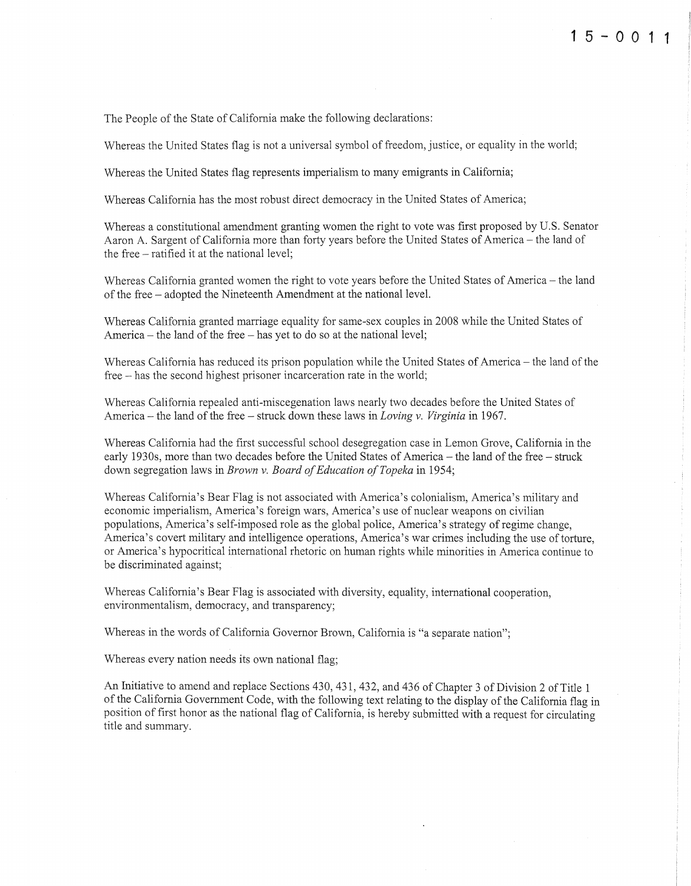15-0011

The People of the State of California make the following declarations:

Whereas the United States flag is not a universal symbol of freedom, justice, or equality in the world;

Whereas the United States flag represents imperialism to many emigrants in California;

Whereas California has the most robust direct democracy in the United States of America;

Whereas a constitutional amendment granting women the right to vote was first proposed by U.S. Senator Aaron A. Sargent of California more than forty years before the United States of America – the land of the free – ratified it at the national level;

Whereas California granted women the right to vote years before the United States of America – the land of the free – adopted the Nineteenth Amendment at the national level.

Whereas California granted marriage equality for same-sex couples in 2008 while the United States of America – the land of the free – has yet to do so at the national level;

Whereas California has reduced its prison population while the United States of America – the land of the free – has the second highest prisoner incarceration rate in the world;

Whereas California repealed anti-miscegenation laws nearly two decades before the United States of America – the land of the free – struck down these laws in *Loving v. Virginia* in 1967.

Whereas California had the first successful school desegregation case in Lemon Grove, California in the early 1930s, more than two decades before the United States of America – the land of the free – struck down segregation laws in *Brown v. Board of Education of Topeka* in 1954;

Whereas California's Bear Flag is not associated with America's colonialism, America's military and economic imperialism, America's foreign wars, America's use of nuclear weapons on civilian populations, America's self-imposed role as the global police, America's strategy of regime change, America's covert military and intelligence operations, America's war crimes including the use of torture, or America's hypocritical international rhetoric on human rights while minorities in America continue to be discriminated against;

Whereas California's Bear Flag is associated with diversity, equality, international cooperation, environmentalism, democracy, and transparency;

Whereas in the words of California Governor Brown, California is "a separate nation";

Whereas every nation needs its own national flag;

An Initiative to amend and replace Sections 430, 431, 432, and 436 of Chapter 3 of Division 2 of Title 1 of the California Government Code, with the following text relating to the display of the California flag in position of first honor as the national flag of California, is hereby submitted with a request for circulating title and summary.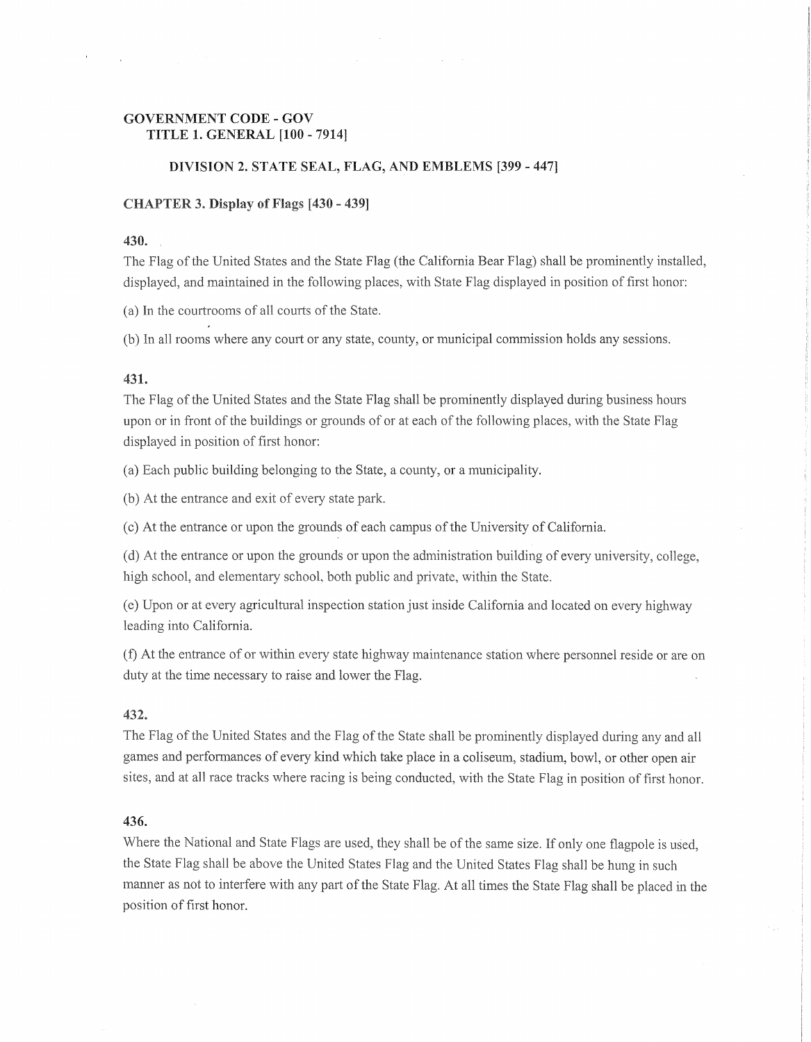**GOVERNMENT CODE - GOV**
**TITLE 1. GENERAL [100 - 7914]**

**DIVISION 2. STATE SEAL, FLAG, AND EMBLEMS [399 - 447]**

**CHAPTER 3. Display of Flags [430 - 439]**

**430.**

The Flag of the United States and the State Flag (the California Bear Flag) shall be prominently installed, displayed, and maintained in the following places, with State Flag displayed in position of first honor:

(a) In the courtrooms of all courts of the State.

(b) In all rooms where any court or any state, county, or municipal commission holds any sessions.

**431.**

The Flag of the United States and the State Flag shall be prominently displayed during business hours upon or in front of the buildings or grounds of or at each of the following places, with the State Flag displayed in position of first honor:

(a) Each public building belonging to the State, a county, or a municipality.

(b) At the entrance and exit of every state park.

(c) At the entrance or upon the grounds of each campus of the University of California.

(d) At the entrance or upon the grounds or upon the administration building of every university, college, high school, and elementary school, both public and private, within the State.

(e) Upon or at every agricultural inspection station just inside California and located on every highway leading into California.

(f) At the entrance of or within every state highway maintenance station where personnel reside or are on duty at the time necessary to raise and lower the Flag.

**432.**

The Flag of the United States and the Flag of the State shall be prominently displayed during any and all games and performances of every kind which take place in a coliseum, stadium, bowl, or other open air sites, and at all race tracks where racing is being conducted, with the State Flag in position of first honor.

**436.**

Where the National and State Flags are used, they shall be of the same size. If only one flagpole is used, the State Flag shall be above the United States Flag and the United States Flag shall be hung in such manner as not to interfere with any part of the State Flag. At all times the State Flag shall be placed in the position of first honor.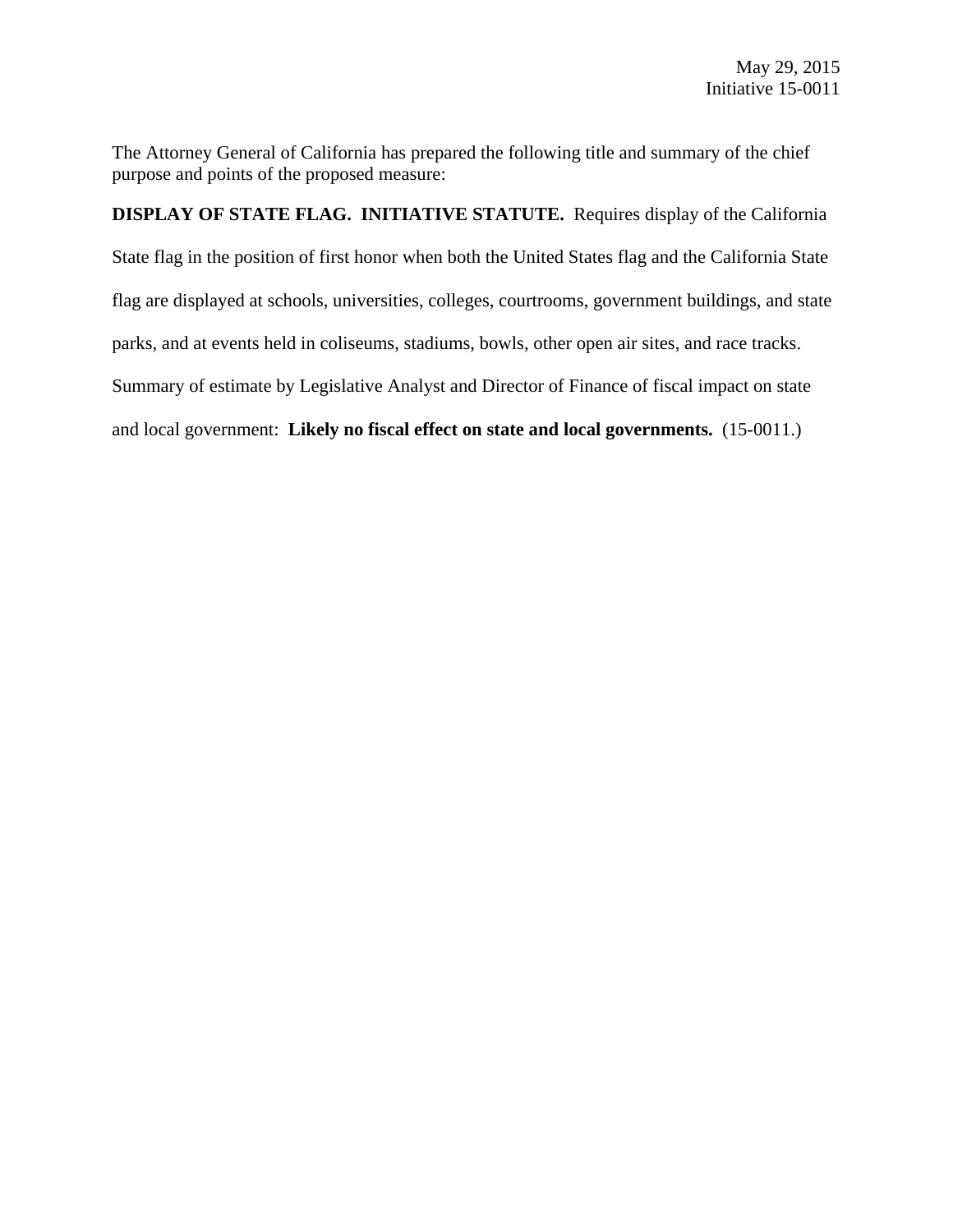May 29, 2015
Initiative 15-0011

The Attorney General of California has prepared the following title and summary of the chief purpose and points of the proposed measure:

**DISPLAY OF STATE FLAG. INITIATIVE STATUTE.** Requires display of the California State flag in the position of first honor when both the United States flag and the California State flag are displayed at schools, universities, colleges, courtrooms, government buildings, and state parks, and at events held in coliseums, stadiums, bowls, other open air sites, and race tracks. Summary of estimate by Legislative Analyst and Director of Finance of fiscal impact on state and local government: **Likely no fiscal effect on state and local governments.** (15-0011.)